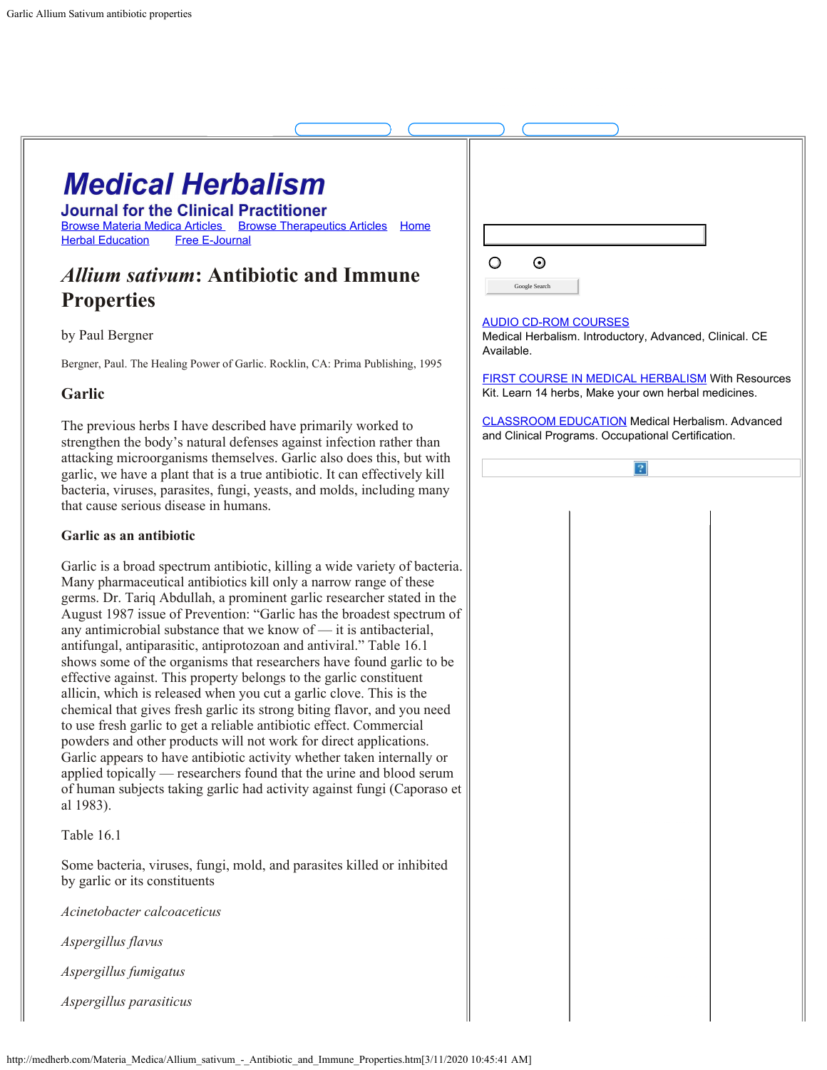# Medical Herbalism

## Journal for the Clinical Practitioner

Browse Materia Medica Articles   Browse Therapeutics Articles   Home
Herbal Education   Free E-Journal

# *Allium sativum*: Antibiotic and Immune Properties

by Paul Bergner

Bergner, Paul. The Healing Power of Garlic. Rocklin, CA: Prima Publishing, 1995

## Garlic

The previous herbs I have described have primarily worked to strengthen the body's natural defenses against infection rather than attacking microorganisms themselves. Garlic also does this, but with garlic, we have a plant that is a true antibiotic. It can effectively kill bacteria, viruses, parasites, fungi, yeasts, and molds, including many that cause serious disease in humans.

### Garlic as an antibiotic

Garlic is a broad spectrum antibiotic, killing a wide variety of bacteria. Many pharmaceutical antibiotics kill only a narrow range of these germs. Dr. Tariq Abdullah, a prominent garlic researcher stated in the August 1987 issue of Prevention: "Garlic has the broadest spectrum of any antimicrobial substance that we know of — it is antibacterial, antifungal, antiparasitic, antiprotozoan and antiviral." Table 16.1 shows some of the organisms that researchers have found garlic to be effective against. This property belongs to the garlic constituent allicin, which is released when you cut a garlic clove. This is the chemical that gives fresh garlic its strong biting flavor, and you need to use fresh garlic to get a reliable antibiotic effect. Commercial powders and other products will not work for direct applications. Garlic appears to have antibiotic activity whether taken internally or applied topically — researchers found that the urine and blood serum of human subjects taking garlic had activity against fungi (Caporaso et al 1983).

Table 16.1

Some bacteria, viruses, fungi, mold, and parasites killed or inhibited by garlic or its constituents

*Acinetobacter calcoaceticus*

*Aspergillus flavus*

*Aspergillus fumigatus*

*Aspergillus parasiticus*

AUDIO CD-ROM COURSES Medical Herbalism. Introductory, Advanced, Clinical. CE Available.

FIRST COURSE IN MEDICAL HERBALISM With Resources Kit. Learn 14 herbs, Make your own herbal medicines.

CLASSROOM EDUCATION Medical Herbalism. Advanced and Clinical Programs. Occupational Certification.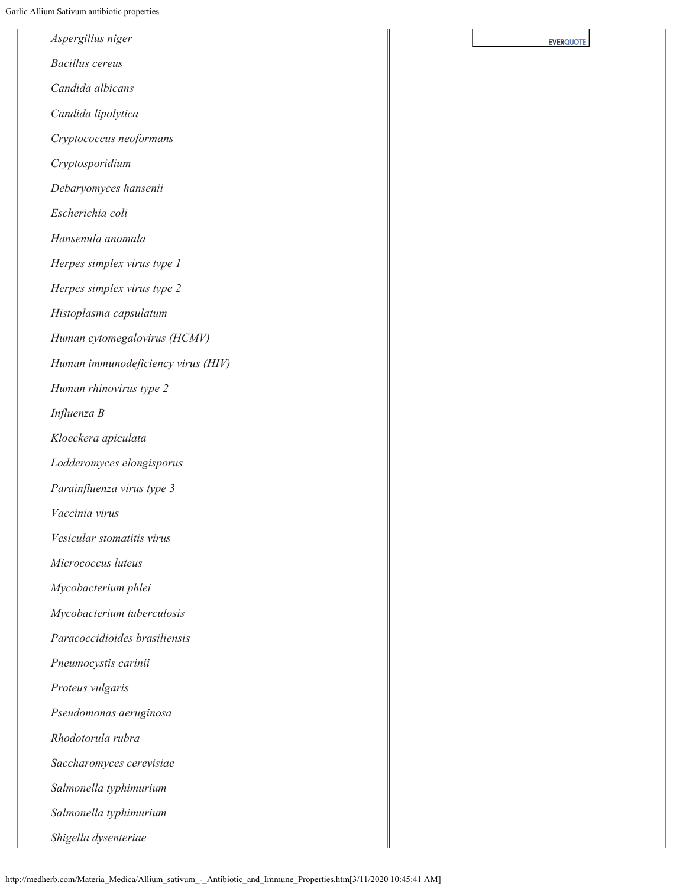*Aspergillus niger*

*Bacillus cereus*

*Candida albicans*

*Candida lipolytica*

*Cryptococcus neoformans*

*Cryptosporidium*

*Debaryomyces hansenii*

*Escherichia coli*

*Hansenula anomala*

*Herpes simplex virus type 1*

*Herpes simplex virus type 2*

*Histoplasma capsulatum*

*Human cytomegalovirus (HCMV)*

*Human immunodeficiency virus (HIV)*

*Human rhinovirus type 2*

*Influenza B*

*Kloeckera apiculata*

*Lodderomyces elongisporus*

*Parainfluenza virus type 3*

*Vaccinia virus*

*Vesicular stomatitis virus*

*Micrococcus luteus*

*Mycobacterium phlei*

*Mycobacterium tuberculosis*

*Paracoccidioides brasiliensis*

*Pneumocystis carinii*

*Proteus vulgaris*

*Pseudomonas aeruginosa*

*Rhodotorula rubra*

*Saccharomyces cerevisiae*

*Salmonella typhimurium*

*Salmonella typhimurium*

*Shigella dysenteriae*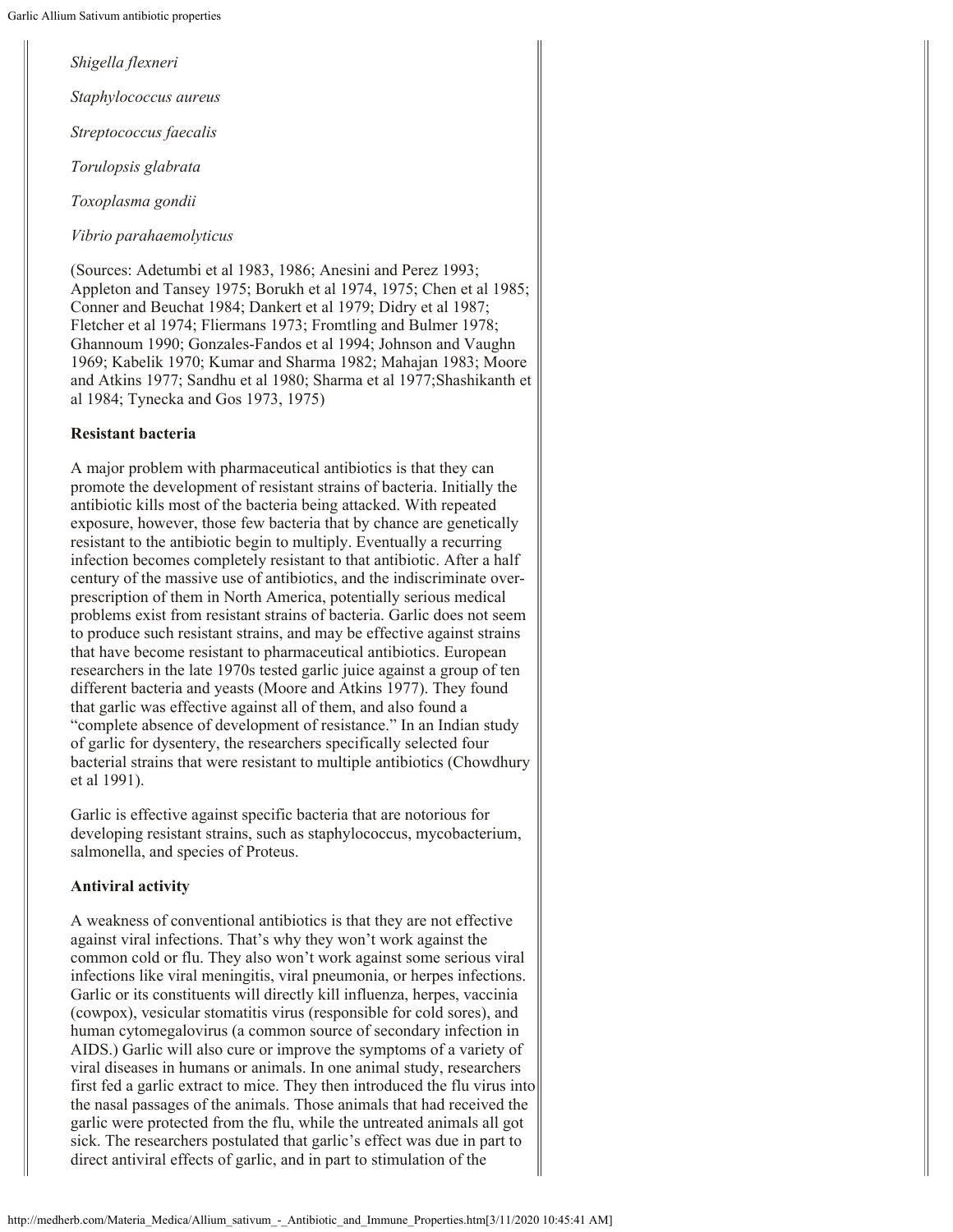*Shigella flexneri*

*Staphylococcus aureus*

*Streptococcus faecalis*

*Torulopsis glabrata*

*Toxoplasma gondii*

*Vibrio parahaemolyticus*

(Sources: Adetumbi et al 1983, 1986; Anesini and Perez 1993; Appleton and Tansey 1975; Borukh et al 1974, 1975; Chen et al 1985; Conner and Beuchat 1984; Dankert et al 1979; Didry et al 1987; Fletcher et al 1974; Fliermans 1973; Fromtling and Bulmer 1978; Ghannoum 1990; Gonzales-Fandos et al 1994; Johnson and Vaughn 1969; Kabelik 1970; Kumar and Sharma 1982; Mahajan 1983; Moore and Atkins 1977; Sandhu et al 1980; Sharma et al 1977;Shashikanth et al 1984; Tynecka and Gos 1973, 1975)

**Resistant bacteria**

A major problem with pharmaceutical antibiotics is that they can promote the development of resistant strains of bacteria. Initially the antibiotic kills most of the bacteria being attacked. With repeated exposure, however, those few bacteria that by chance are genetically resistant to the antibiotic begin to multiply. Eventually a recurring infection becomes completely resistant to that antibiotic. After a half century of the massive use of antibiotics, and the indiscriminate over-prescription of them in North America, potentially serious medical problems exist from resistant strains of bacteria. Garlic does not seem to produce such resistant strains, and may be effective against strains that have become resistant to pharmaceutical antibiotics. European researchers in the late 1970s tested garlic juice against a group of ten different bacteria and yeasts (Moore and Atkins 1977). They found that garlic was effective against all of them, and also found a "complete absence of development of resistance." In an Indian study of garlic for dysentery, the researchers specifically selected four bacterial strains that were resistant to multiple antibiotics (Chowdhury et al 1991).

Garlic is effective against specific bacteria that are notorious for developing resistant strains, such as staphylococcus, mycobacterium, salmonella, and species of Proteus.

**Antiviral activity**

A weakness of conventional antibiotics is that they are not effective against viral infections. That's why they won't work against the common cold or flu. They also won't work against some serious viral infections like viral meningitis, viral pneumonia, or herpes infections. Garlic or its constituents will directly kill influenza, herpes, vaccinia (cowpox), vesicular stomatitis virus (responsible for cold sores), and human cytomegalovirus (a common source of secondary infection in AIDS.) Garlic will also cure or improve the symptoms of a variety of viral diseases in humans or animals. In one animal study, researchers first fed a garlic extract to mice. They then introduced the flu virus into the nasal passages of the animals. Those animals that had received the garlic were protected from the flu, while the untreated animals all got sick. The researchers postulated that garlic's effect was due in part to direct antiviral effects of garlic, and in part to stimulation of the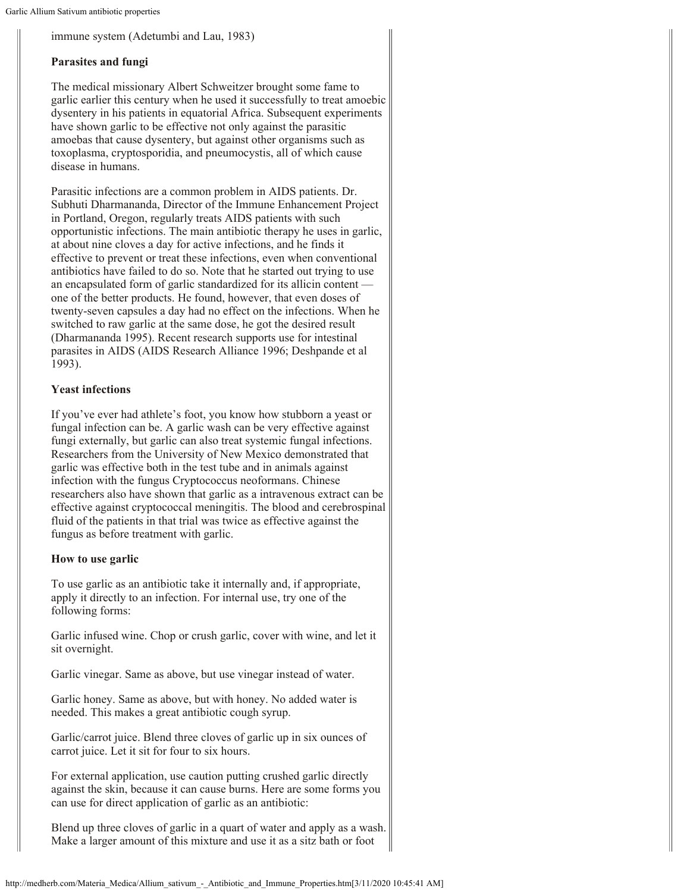immune system (Adetumbi and Lau, 1983)

**Parasites and fungi**

The medical missionary Albert Schweitzer brought some fame to garlic earlier this century when he used it successfully to treat amoebic dysentery in his patients in equatorial Africa. Subsequent experiments have shown garlic to be effective not only against the parasitic amoebas that cause dysentery, but against other organisms such as toxoplasma, cryptosporidia, and pneumocystis, all of which cause disease in humans.

Parasitic infections are a common problem in AIDS patients. Dr. Subhuti Dharmananda, Director of the Immune Enhancement Project in Portland, Oregon, regularly treats AIDS patients with such opportunistic infections. The main antibiotic therapy he uses in garlic, at about nine cloves a day for active infections, and he finds it effective to prevent or treat these infections, even when conventional antibiotics have failed to do so. Note that he started out trying to use an encapsulated form of garlic standardized for its allicin content — one of the better products. He found, however, that even doses of twenty-seven capsules a day had no effect on the infections. When he switched to raw garlic at the same dose, he got the desired result (Dharmananda 1995). Recent research supports use for intestinal parasites in AIDS (AIDS Research Alliance 1996; Deshpande et al 1993).

**Yeast infections**

If you've ever had athlete's foot, you know how stubborn a yeast or fungal infection can be. A garlic wash can be very effective against fungi externally, but garlic can also treat systemic fungal infections. Researchers from the University of New Mexico demonstrated that garlic was effective both in the test tube and in animals against infection with the fungus Cryptococcus neoformans. Chinese researchers also have shown that garlic as a intravenous extract can be effective against cryptococcal meningitis. The blood and cerebrospinal fluid of the patients in that trial was twice as effective against the fungus as before treatment with garlic.

**How to use garlic**

To use garlic as an antibiotic take it internally and, if appropriate, apply it directly to an infection. For internal use, try one of the following forms:

Garlic infused wine. Chop or crush garlic, cover with wine, and let it sit overnight.

Garlic vinegar. Same as above, but use vinegar instead of water.

Garlic honey. Same as above, but with honey. No added water is needed. This makes a great antibiotic cough syrup.

Garlic/carrot juice. Blend three cloves of garlic up in six ounces of carrot juice. Let it sit for four to six hours.

For external application, use caution putting crushed garlic directly against the skin, because it can cause burns. Here are some forms you can use for direct application of garlic as an antibiotic:

Blend up three cloves of garlic in a quart of water and apply as a wash. Make a larger amount of this mixture and use it as a sitz bath or foot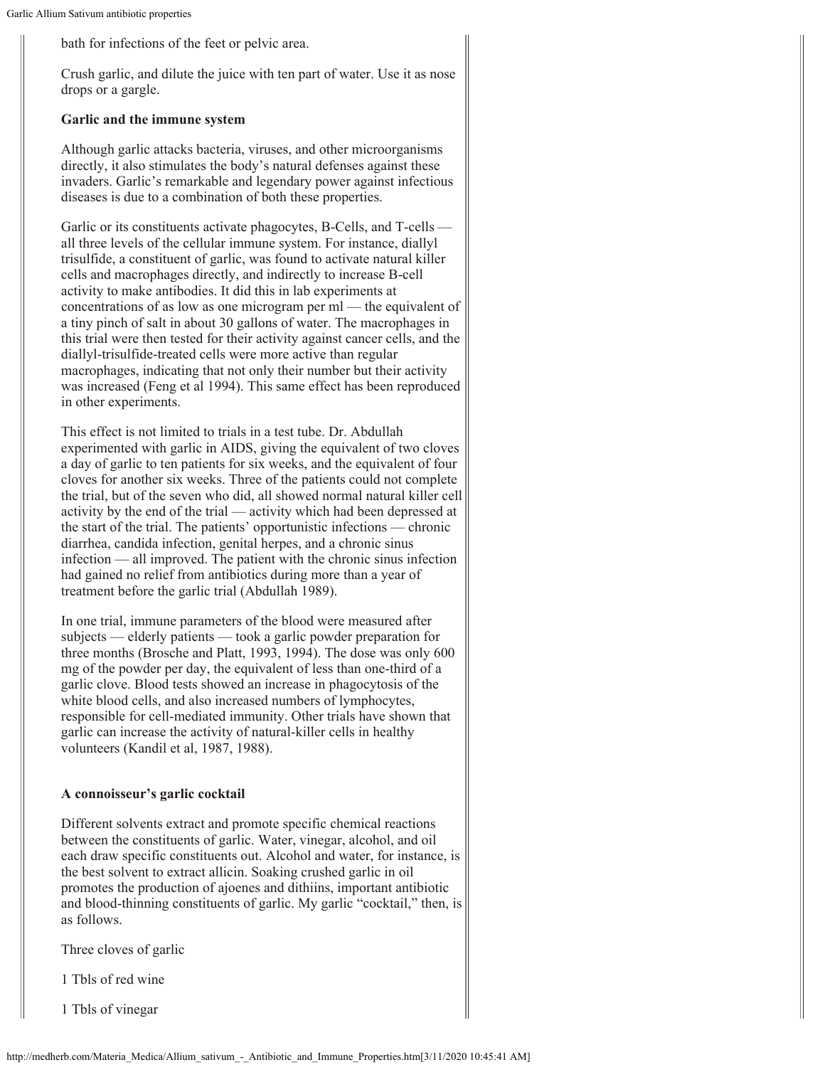bath for infections of the feet or pelvic area.

Crush garlic, and dilute the juice with ten part of water. Use it as nose drops or a gargle.

**Garlic and the immune system**

Although garlic attacks bacteria, viruses, and other microorganisms directly, it also stimulates the body's natural defenses against these invaders. Garlic's remarkable and legendary power against infectious diseases is due to a combination of both these properties.

Garlic or its constituents activate phagocytes, B-Cells, and T-cells — all three levels of the cellular immune system. For instance, diallyl trisulfide, a constituent of garlic, was found to activate natural killer cells and macrophages directly, and indirectly to increase B-cell activity to make antibodies. It did this in lab experiments at concentrations of as low as one microgram per ml — the equivalent of a tiny pinch of salt in about 30 gallons of water. The macrophages in this trial were then tested for their activity against cancer cells, and the diallyl-trisulfide-treated cells were more active than regular macrophages, indicating that not only their number but their activity was increased (Feng et al 1994). This same effect has been reproduced in other experiments.

This effect is not limited to trials in a test tube. Dr. Abdullah experimented with garlic in AIDS, giving the equivalent of two cloves a day of garlic to ten patients for six weeks, and the equivalent of four cloves for another six weeks. Three of the patients could not complete the trial, but of the seven who did, all showed normal natural killer cell activity by the end of the trial — activity which had been depressed at the start of the trial. The patients' opportunistic infections — chronic diarrhea, candida infection, genital herpes, and a chronic sinus infection — all improved. The patient with the chronic sinus infection had gained no relief from antibiotics during more than a year of treatment before the garlic trial (Abdullah 1989).

In one trial, immune parameters of the blood were measured after subjects — elderly patients — took a garlic powder preparation for three months (Brosche and Platt, 1993, 1994). The dose was only 600 mg of the powder per day, the equivalent of less than one-third of a garlic clove. Blood tests showed an increase in phagocytosis of the white blood cells, and also increased numbers of lymphocytes, responsible for cell-mediated immunity. Other trials have shown that garlic can increase the activity of natural-killer cells in healthy volunteers (Kandil et al, 1987, 1988).

**A connoisseur's garlic cocktail**

Different solvents extract and promote specific chemical reactions between the constituents of garlic. Water, vinegar, alcohol, and oil each draw specific constituents out. Alcohol and water, for instance, is the best solvent to extract allicin. Soaking crushed garlic in oil promotes the production of ajoenes and dithiins, important antibiotic and blood-thinning constituents of garlic. My garlic "cocktail," then, is as follows.

Three cloves of garlic

1 Tbls of red wine

1 Tbls of vinegar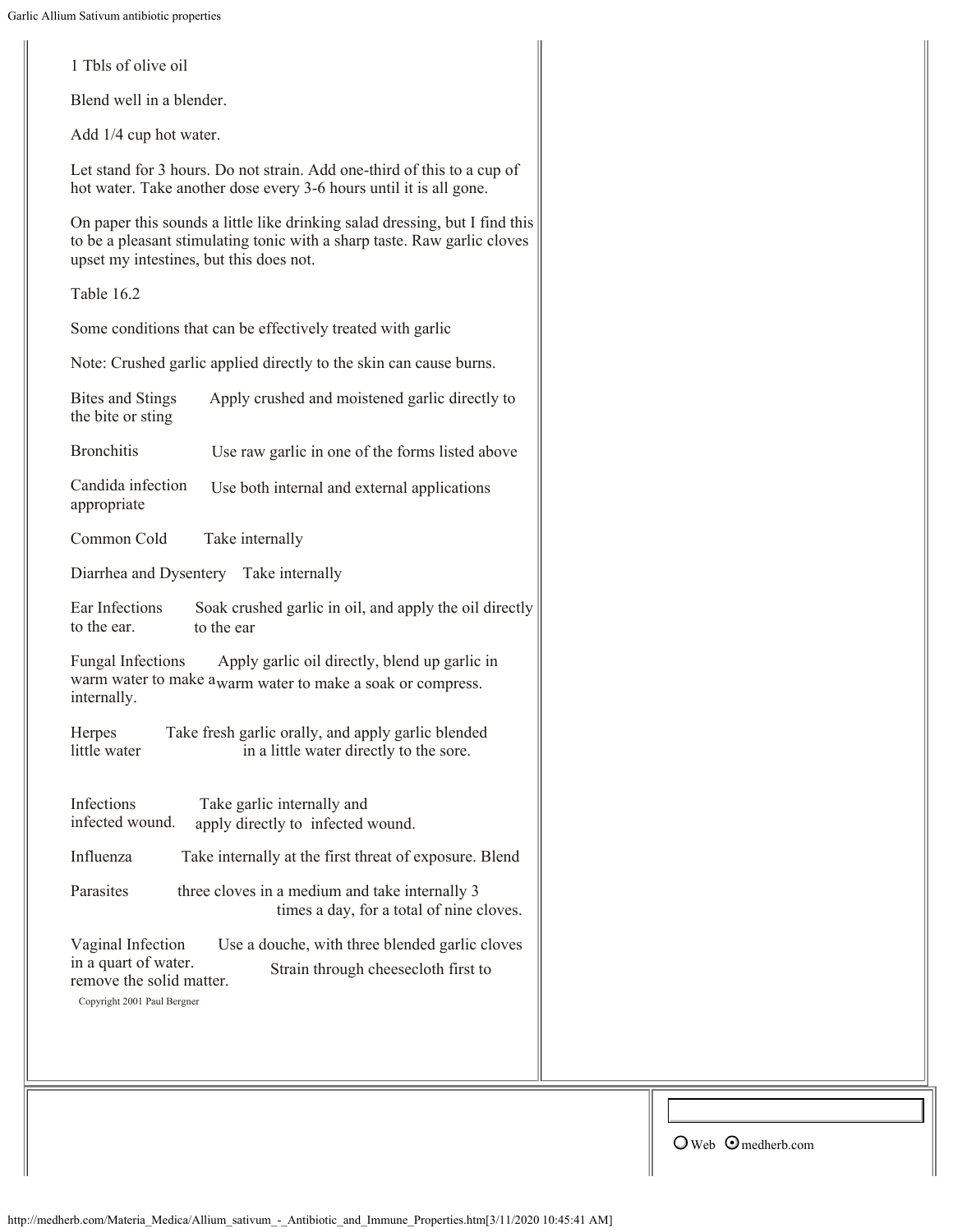1 Tbls of olive oil

Blend well in a blender.

Add 1/4 cup hot water.

Let stand for 3 hours. Do not strain. Add one-third of this to a cup of hot water. Take another dose every 3-6 hours until it is all gone.

On paper this sounds a little like drinking salad dressing, but I find this to be a pleasant stimulating tonic with a sharp taste. Raw garlic cloves upset my intestines, but this does not.

Table 16.2

Some conditions that can be effectively treated with garlic

Note: Crushed garlic applied directly to the skin can cause burns.

| Condition | Treatment |
|---|---|
| Bites and Stings | Apply crushed and moistened garlic directly to the bite or sting |
| Bronchitis | Use raw garlic in one of the forms listed above |
| Candida infection | Use both internal and external applications appropriate |
| Common Cold | Take internally |
| Diarrhea and Dysentery | Take internally |
| Ear Infections | Soak crushed garlic in oil, and apply the oil directly to the ear. to the ear |
| Fungal Infections | Apply garlic oil directly, blend up garlic in warm water to make a warm water to make a soak or compress. internally. |
| Herpes | Take fresh garlic orally, and apply garlic blended little water in a little water directly to the sore. |
| Infections | Take garlic internally and infected wound. apply directly to infected wound. |
| Influenza | Take internally at the first threat of exposure. Blend |
| Parasites | three cloves in a medium and take internally 3 times a day, for a total of nine cloves. |
| Vaginal Infection | Use a douche, with three blended garlic cloves in a quart of water. Strain through cheesecloth first to remove the solid matter. |

Copyright 2001 Paul Bergner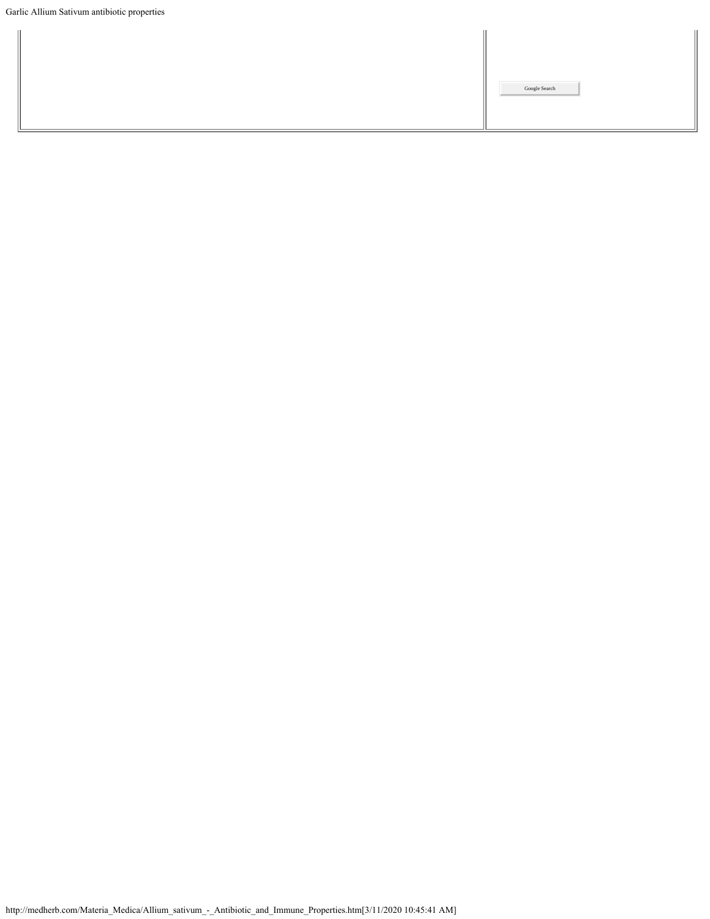Google Search